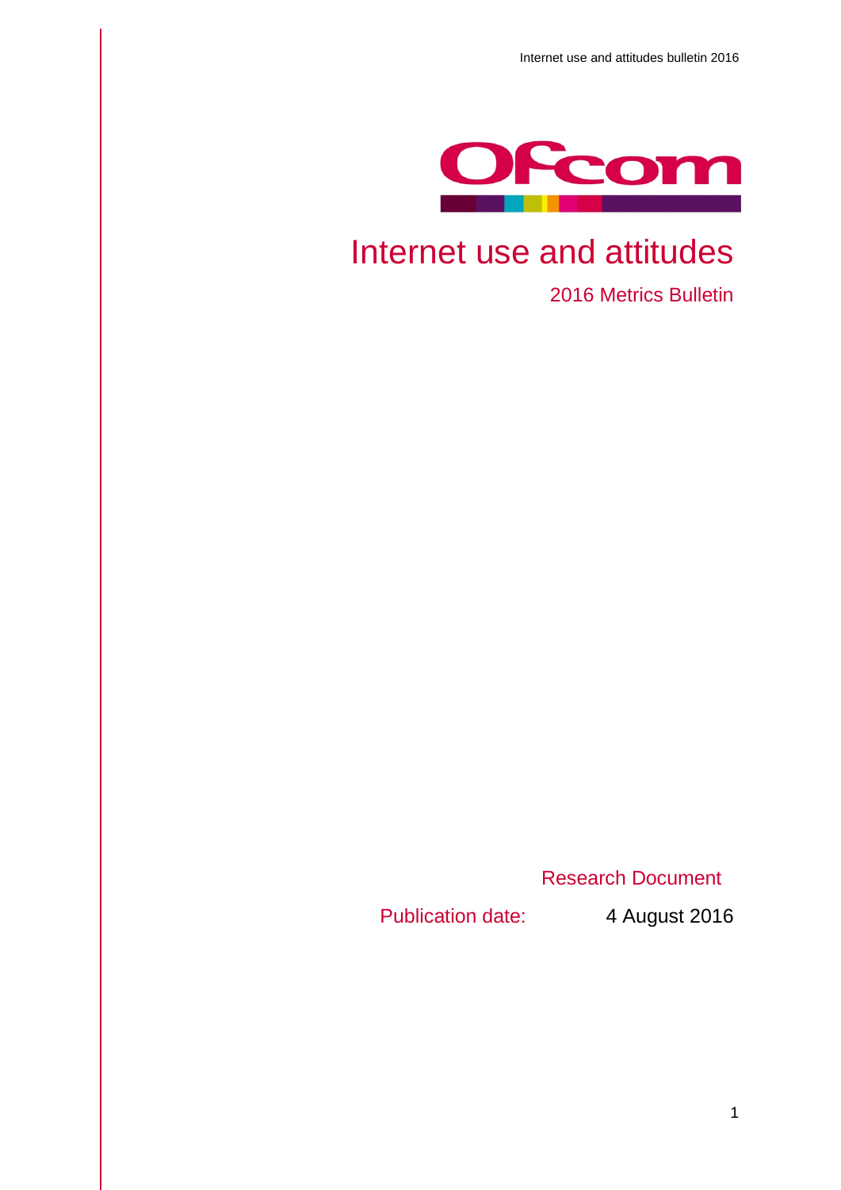# Internet use and attitudes

## 2016 Metrics Bulletin

Research Document

Publication date: 4 August 2016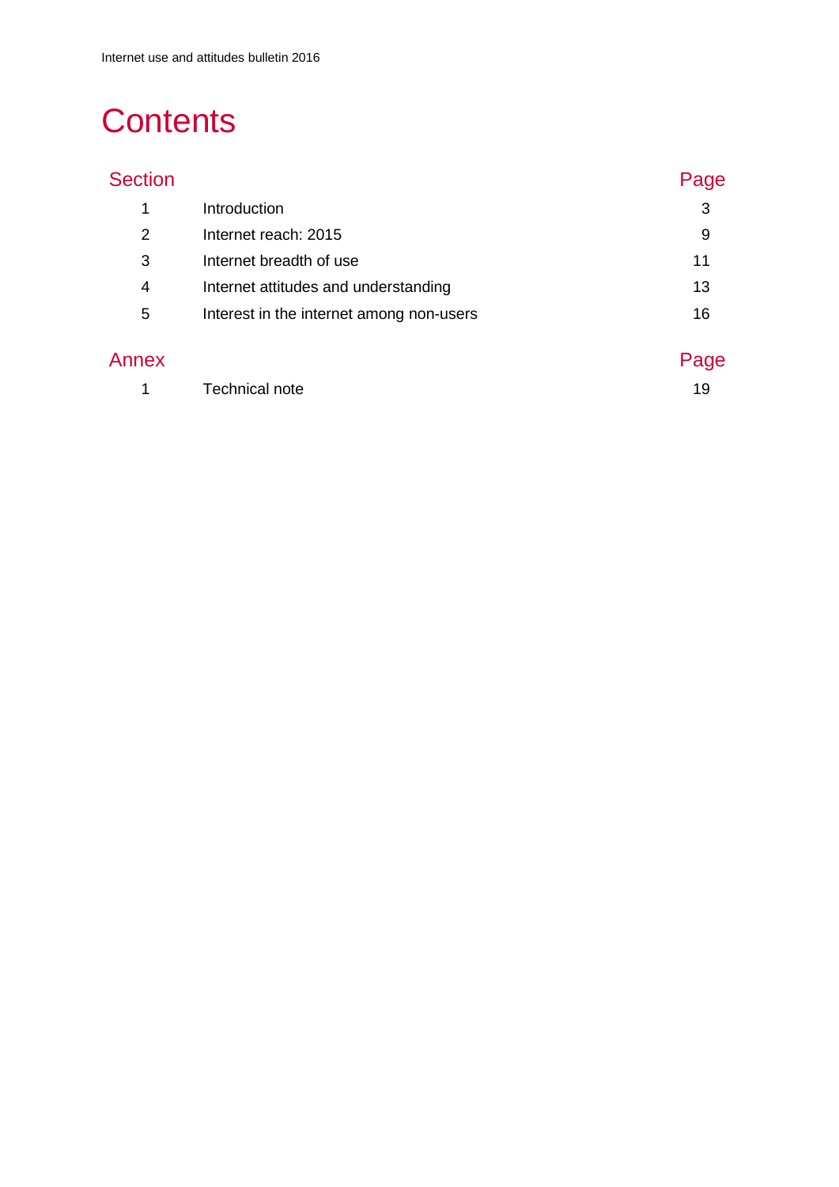# Contents

| Section | | Page |
|---|---|---|
| 1 | Introduction | 3 |
| 2 | Internet reach: 2015 | 9 |
| 3 | Internet breadth of use | 11 |
| 4 | Internet attitudes and understanding | 13 |
| 5 | Interest in the internet among non-users | 16 |

| Annex | | Page |
|---|---|---|
| 1 | Technical note | 19 |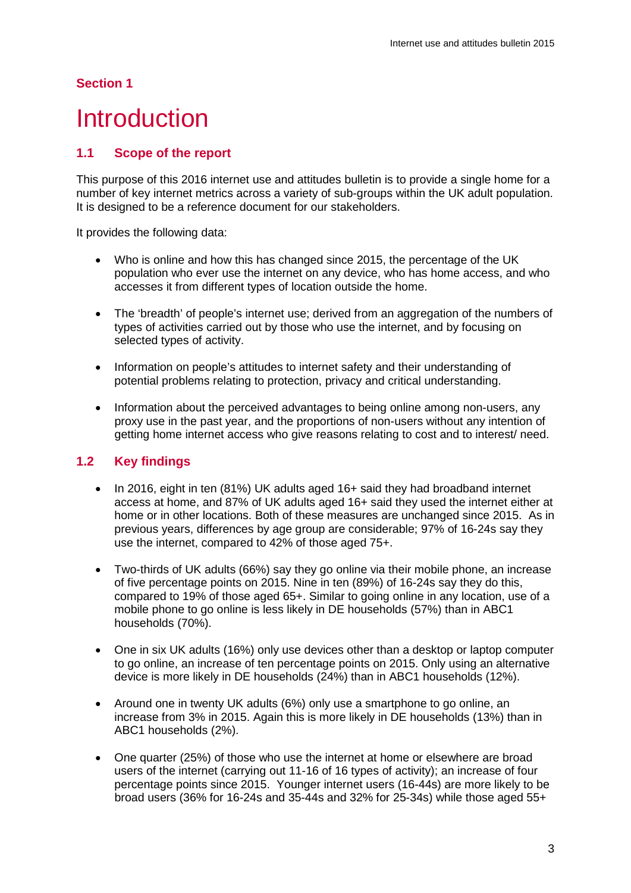## Section 1

# Introduction

## 1.1 Scope of the report

This purpose of this 2016 internet use and attitudes bulletin is to provide a single home for a number of key internet metrics across a variety of sub-groups within the UK adult population. It is designed to be a reference document for our stakeholders.

It provides the following data:

- Who is online and how this has changed since 2015, the percentage of the UK population who ever use the internet on any device, who has home access, and who accesses it from different types of location outside the home.
- The 'breadth' of people's internet use; derived from an aggregation of the numbers of types of activities carried out by those who use the internet, and by focusing on selected types of activity.
- Information on people's attitudes to internet safety and their understanding of potential problems relating to protection, privacy and critical understanding.
- Information about the perceived advantages to being online among non-users, any proxy use in the past year, and the proportions of non-users without any intention of getting home internet access who give reasons relating to cost and to interest/ need.

## 1.2 Key findings

- In 2016, eight in ten (81%) UK adults aged 16+ said they had broadband internet access at home, and 87% of UK adults aged 16+ said they used the internet either at home or in other locations. Both of these measures are unchanged since 2015. As in previous years, differences by age group are considerable; 97% of 16-24s say they use the internet, compared to 42% of those aged 75+.
- Two-thirds of UK adults (66%) say they go online via their mobile phone, an increase of five percentage points on 2015. Nine in ten (89%) of 16-24s say they do this, compared to 19% of those aged 65+. Similar to going online in any location, use of a mobile phone to go online is less likely in DE households (57%) than in ABC1 households (70%).
- One in six UK adults (16%) only use devices other than a desktop or laptop computer to go online, an increase of ten percentage points on 2015. Only using an alternative device is more likely in DE households (24%) than in ABC1 households (12%).
- Around one in twenty UK adults (6%) only use a smartphone to go online, an increase from 3% in 2015. Again this is more likely in DE households (13%) than in ABC1 households (2%).
- One quarter (25%) of those who use the internet at home or elsewhere are broad users of the internet (carrying out 11-16 of 16 types of activity); an increase of four percentage points since 2015. Younger internet users (16-44s) are more likely to be broad users (36% for 16-24s and 35-44s and 32% for 25-34s) while those aged 55+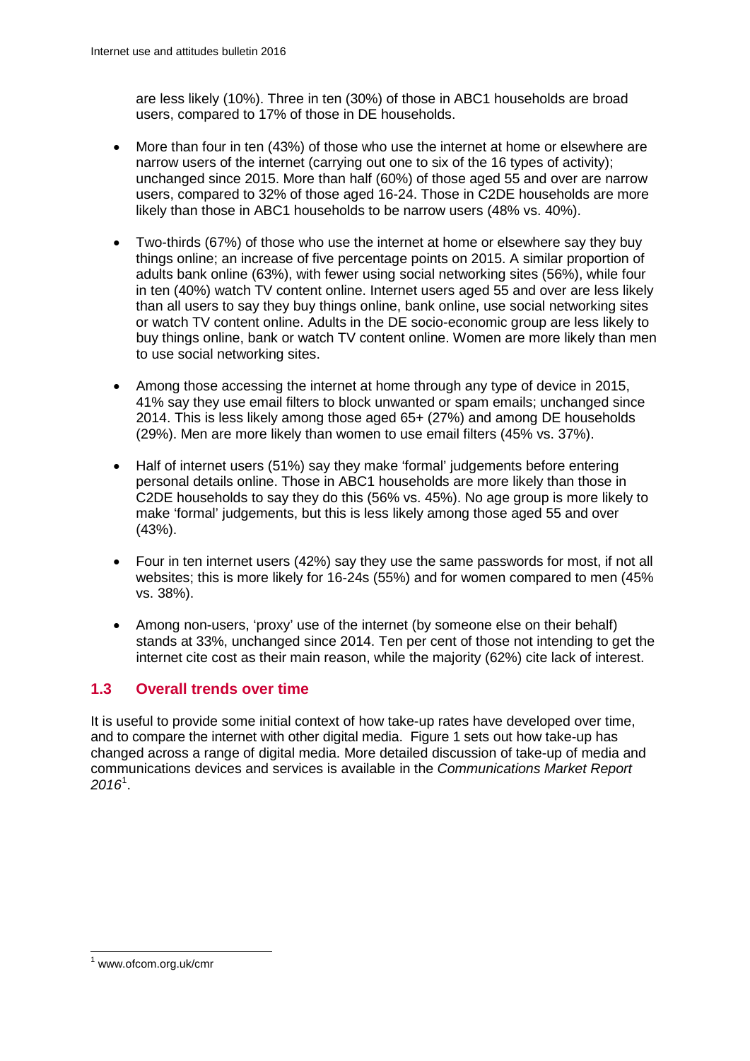are less likely (10%). Three in ten (30%) of those in ABC1 households are broad users, compared to 17% of those in DE households.

- More than four in ten (43%) of those who use the internet at home or elsewhere are narrow users of the internet (carrying out one to six of the 16 types of activity); unchanged since 2015. More than half (60%) of those aged 55 and over are narrow users, compared to 32% of those aged 16-24. Those in C2DE households are more likely than those in ABC1 households to be narrow users (48% vs. 40%).
- Two-thirds (67%) of those who use the internet at home or elsewhere say they buy things online; an increase of five percentage points on 2015. A similar proportion of adults bank online (63%), with fewer using social networking sites (56%), while four in ten (40%) watch TV content online. Internet users aged 55 and over are less likely than all users to say they buy things online, bank online, use social networking sites or watch TV content online. Adults in the DE socio-economic group are less likely to buy things online, bank or watch TV content online. Women are more likely than men to use social networking sites.
- Among those accessing the internet at home through any type of device in 2015, 41% say they use email filters to block unwanted or spam emails; unchanged since 2014. This is less likely among those aged 65+ (27%) and among DE households (29%). Men are more likely than women to use email filters (45% vs. 37%).
- Half of internet users (51%) say they make 'formal' judgements before entering personal details online. Those in ABC1 households are more likely than those in C2DE households to say they do this (56% vs. 45%). No age group is more likely to make 'formal' judgements, but this is less likely among those aged 55 and over (43%).
- Four in ten internet users (42%) say they use the same passwords for most, if not all websites; this is more likely for 16-24s (55%) and for women compared to men (45% vs. 38%).
- Among non-users, 'proxy' use of the internet (by someone else on their behalf) stands at 33%, unchanged since 2014. Ten per cent of those not intending to get the internet cite cost as their main reason, while the majority (62%) cite lack of interest.

## 1.3 Overall trends over time

It is useful to provide some initial context of how take-up rates have developed over time, and to compare the internet with other digital media. Figure 1 sets out how take-up has changed across a range of digital media. More detailed discussion of take-up of media and communications devices and services is available in the *Communications Market Report 2016*[1].

[1] www.ofcom.org.uk/cmr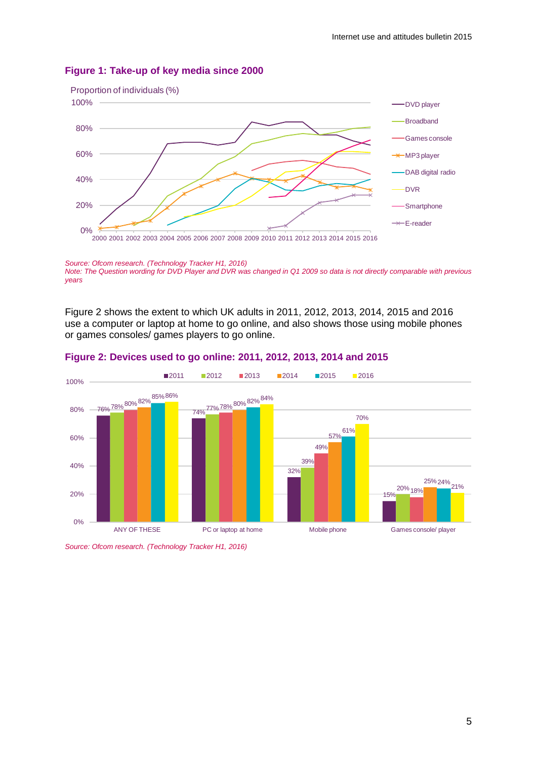### Figure 1: Take-up of key media since 2000

*Source: Ofcom research. (Technology Tracker H1, 2016)*
*Note: The Question wording for DVD Player and DVR was changed in Q1 2009 so data is not directly comparable with previous years*

Figure 2 shows the extent to which UK adults in 2011, 2012, 2013, 2014, 2015 and 2016 use a computer or laptop at home to go online, and also shows those using mobile phones or games consoles/ games players to go online.

### Figure 2: Devices used to go online: 2011, 2012, 2013, 2014 and 2015

| | 2011 | 2012 | 2013 | 2014 | 2015 | 2016 |
|---|---|---|---|---|---|---|
| ANY OF THESE | 76% | 78% | 80% | 82% | 85% | 86% |
| PC or laptop at home | 74% | 77% | 78% | 80% | 82% | 84% |
| Mobile phone | 32% | 39% | 49% | 57% | 61% | 70% |
| Games console/ player | 15% | 20% | 18% | 25% | 24% | 21% |

*Source: Ofcom research. (Technology Tracker H1, 2016)*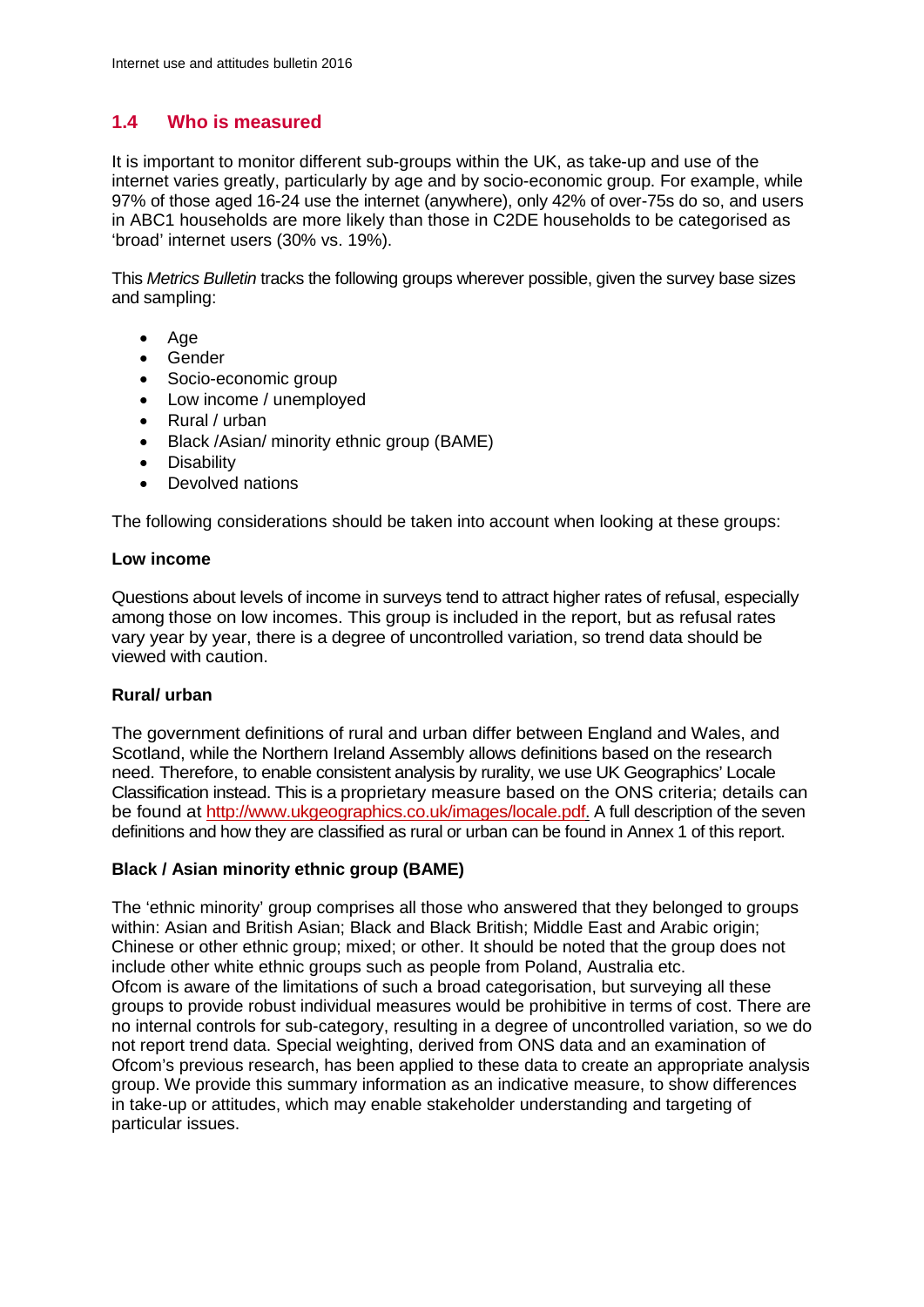## 1.4 Who is measured

It is important to monitor different sub-groups within the UK, as take-up and use of the internet varies greatly, particularly by age and by socio-economic group. For example, while 97% of those aged 16-24 use the internet (anywhere), only 42% of over-75s do so, and users in ABC1 households are more likely than those in C2DE households to be categorised as 'broad' internet users (30% vs. 19%).

This *Metrics Bulletin* tracks the following groups wherever possible, given the survey base sizes and sampling:

- Age
- Gender
- Socio-economic group
- Low income / unemployed
- Rural / urban
- Black /Asian/ minority ethnic group (BAME)
- Disability
- Devolved nations

The following considerations should be taken into account when looking at these groups:

**Low income**

Questions about levels of income in surveys tend to attract higher rates of refusal, especially among those on low incomes. This group is included in the report, but as refusal rates vary year by year, there is a degree of uncontrolled variation, so trend data should be viewed with caution.

**Rural/ urban**

The government definitions of rural and urban differ between England and Wales, and Scotland, while the Northern Ireland Assembly allows definitions based on the research need. Therefore, to enable consistent analysis by rurality, we use UK Geographics' Locale Classification instead. This is a proprietary measure based on the ONS criteria; details can be found at http://www.ukgeographics.co.uk/images/locale.pdf. A full description of the seven definitions and how they are classified as rural or urban can be found in Annex 1 of this report.

**Black / Asian minority ethnic group (BAME)**

The 'ethnic minority' group comprises all those who answered that they belonged to groups within: Asian and British Asian; Black and Black British; Middle East and Arabic origin; Chinese or other ethnic group; mixed; or other. It should be noted that the group does not include other white ethnic groups such as people from Poland, Australia etc.
Ofcom is aware of the limitations of such a broad categorisation, but surveying all these groups to provide robust individual measures would be prohibitive in terms of cost. There are no internal controls for sub-category, resulting in a degree of uncontrolled variation, so we do not report trend data. Special weighting, derived from ONS data and an examination of Ofcom's previous research, has been applied to these data to create an appropriate analysis group. We provide this summary information as an indicative measure, to show differences in take-up or attitudes, which may enable stakeholder understanding and targeting of particular issues.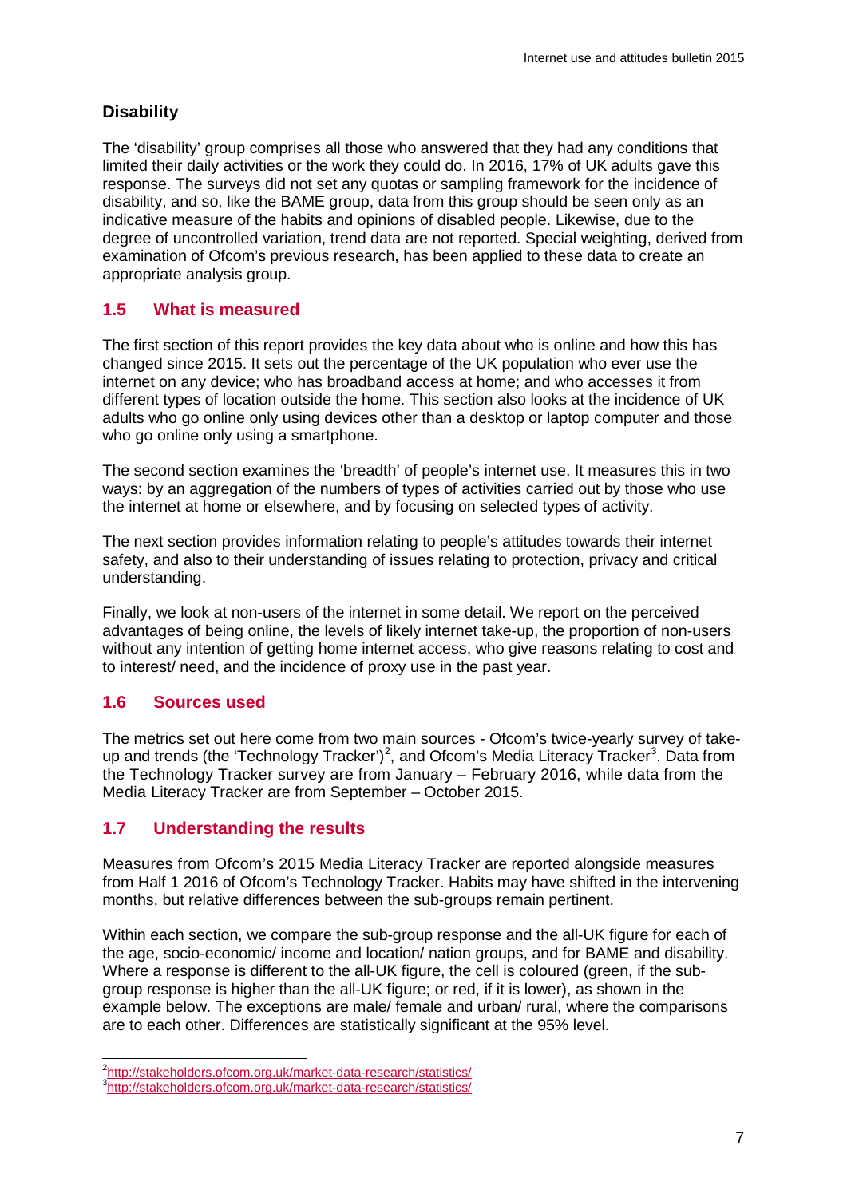### Disability

The 'disability' group comprises all those who answered that they had any conditions that limited their daily activities or the work they could do. In 2016, 17% of UK adults gave this response. The surveys did not set any quotas or sampling framework for the incidence of disability, and so, like the BAME group, data from this group should be seen only as an indicative measure of the habits and opinions of disabled people. Likewise, due to the degree of uncontrolled variation, trend data are not reported. Special weighting, derived from examination of Ofcom's previous research, has been applied to these data to create an appropriate analysis group.

## 1.5 What is measured

The first section of this report provides the key data about who is online and how this has changed since 2015. It sets out the percentage of the UK population who ever use the internet on any device; who has broadband access at home; and who accesses it from different types of location outside the home. This section also looks at the incidence of UK adults who go online only using devices other than a desktop or laptop computer and those who go online only using a smartphone.

The second section examines the 'breadth' of people's internet use. It measures this in two ways: by an aggregation of the numbers of types of activities carried out by those who use the internet at home or elsewhere, and by focusing on selected types of activity.

The next section provides information relating to people's attitudes towards their internet safety, and also to their understanding of issues relating to protection, privacy and critical understanding.

Finally, we look at non-users of the internet in some detail. We report on the perceived advantages of being online, the levels of likely internet take-up, the proportion of non-users without any intention of getting home internet access, who give reasons relating to cost and to interest/ need, and the incidence of proxy use in the past year.

## 1.6 Sources used

The metrics set out here come from two main sources - Ofcom's twice-yearly survey of take-up and trends (the 'Technology Tracker')[2], and Ofcom's Media Literacy Tracker[3]. Data from the Technology Tracker survey are from January – February 2016, while data from the Media Literacy Tracker are from September – October 2015.

## 1.7 Understanding the results

Measures from Ofcom's 2015 Media Literacy Tracker are reported alongside measures from Half 1 2016 of Ofcom's Technology Tracker. Habits may have shifted in the intervening months, but relative differences between the sub-groups remain pertinent.

Within each section, we compare the sub-group response and the all-UK figure for each of the age, socio-economic/ income and location/ nation groups, and for BAME and disability. Where a response is different to the all-UK figure, the cell is coloured (green, if the sub-group response is higher than the all-UK figure; or red, if it is lower), as shown in the example below. The exceptions are male/ female and urban/ rural, where the comparisons are to each other. Differences are statistically significant at the 95% level.

---

[2] http://stakeholders.ofcom.org.uk/market-data-research/statistics/

[3] http://stakeholders.ofcom.org.uk/market-data-research/statistics/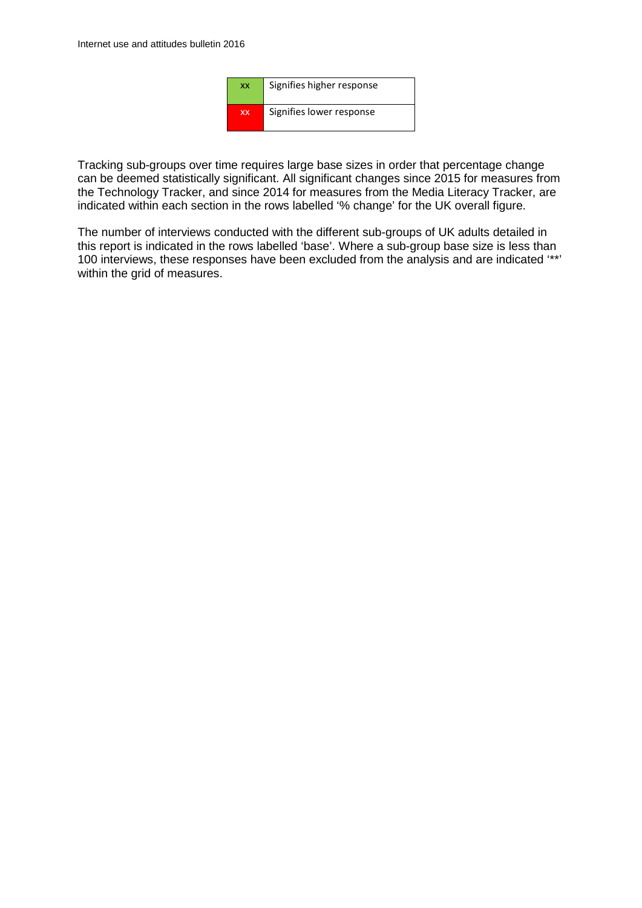| | |
|---|---|
| xx | Signifies higher response |
| xx | Signifies lower response |

Tracking sub-groups over time requires large base sizes in order that percentage change can be deemed statistically significant. All significant changes since 2015 for measures from the Technology Tracker, and since 2014 for measures from the Media Literacy Tracker, are indicated within each section in the rows labelled '% change' for the UK overall figure.

The number of interviews conducted with the different sub-groups of UK adults detailed in this report is indicated in the rows labelled 'base'. Where a sub-group base size is less than 100 interviews, these responses have been excluded from the analysis and are indicated '**' within the grid of measures.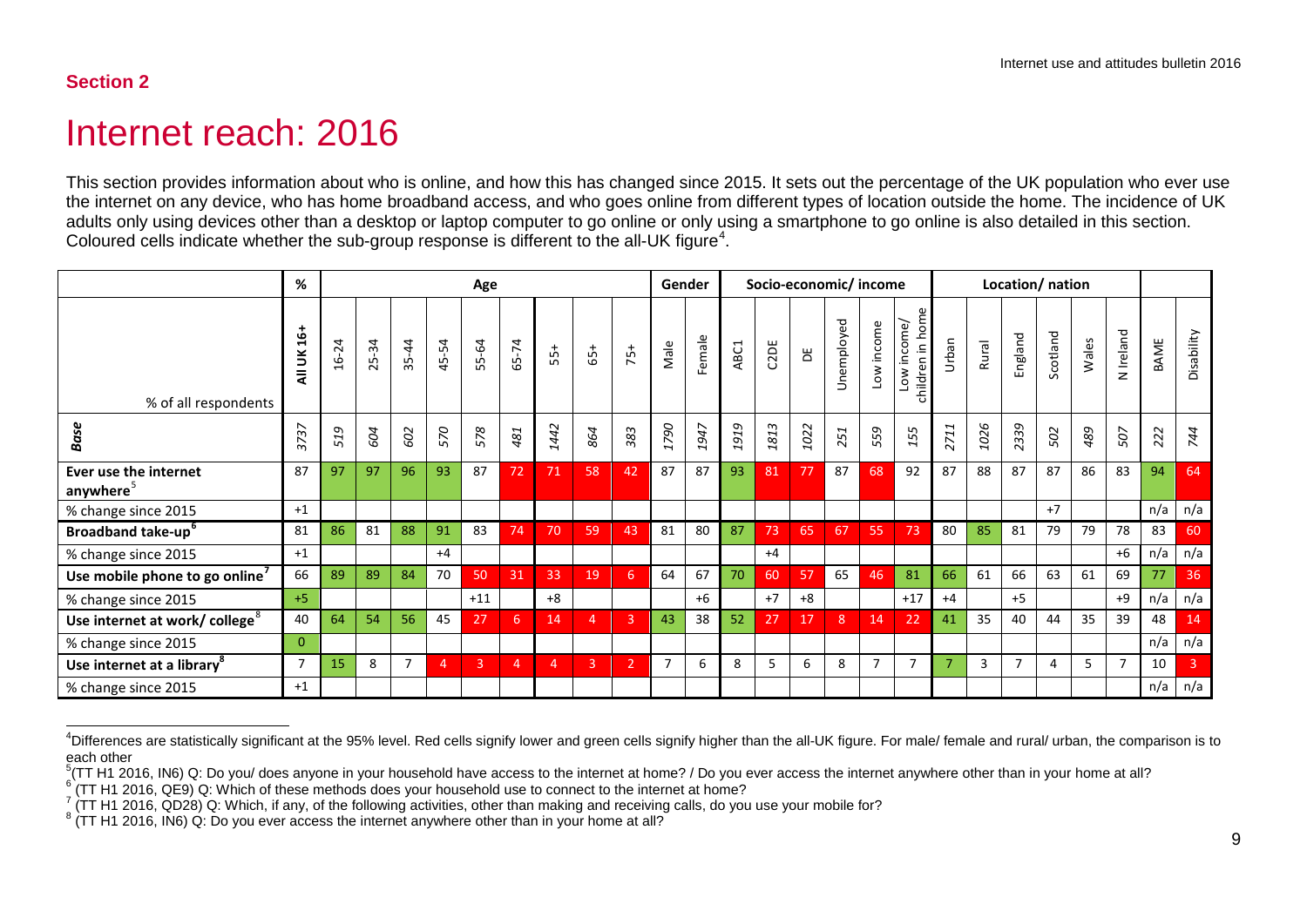## Section 2

# Internet reach: 2016

This section provides information about who is online, and how this has changed since 2015. It sets out the percentage of the UK population who ever use the internet on any device, who has home broadband access, and who goes online from different types of location outside the home. The incidence of UK adults only using devices other than a desktop or laptop computer to go online or only using a smartphone to go online is also detailed in this section. Coloured cells indicate whether the sub-group response is different to the all-UK figure[4].

| | % | Age | | | | | | | | | Gender | | Socio-economic/ income | | | | | | Location/ nation | | | | | | | |
|---|---|---|---|---|---|---|---|---|---|---|---|---|---|---|---|---|---|---|---|---|---|---|---|---|---|---|
| % of all respondents | All UK 16+ | 16-24 | 25-34 | 35-44 | 45-54 | 55-64 | 65-74 | 55+ | 65+ | 75+ | Male | Female | ABC1 | C2DE | DE | Unemployed | Low income | Low income/ children in home | Urban | Rural | England | Scotland | Wales | N Ireland | BAME | Disability |
| ***Base*** | *3737* | *519* | *604* | *602* | *570* | *578* | *481* | *1442* | *864* | *383* | *1790* | *1947* | *1919* | *1813* | *1022* | *251* | *559* | *155* | *2711* | *1026* | *2339* | *502* | *489* | *507* | *222* | *744* |
| **Ever use the internet anywhere**[5] | 87 | 97 | 97 | 96 | 93 | 87 | 72 | 71 | 58 | 42 | 87 | 87 | 93 | 81 | 77 | 87 | 68 | 92 | 87 | 88 | 87 | 87 | 86 | 83 | 94 | 64 |
| % change since 2015 | +1 | | | | | | | | | | | | | | | | | | | | | +7 | | | n/a | n/a |
| **Broadband take-up**[6] | 81 | 86 | 81 | 88 | 91 | 83 | 74 | 70 | 59 | 43 | 81 | 80 | 87 | 73 | 65 | 67 | 55 | 73 | 80 | 85 | 81 | 79 | 79 | 78 | 83 | 60 |
| % change since 2015 | +1 | | | | +4 | | | | | | | | | +4 | | | | | | | | | | +6 | n/a | n/a |
| **Use mobile phone to go online**[7] | 66 | 89 | 89 | 84 | 70 | 50 | 31 | 33 | 19 | 6 | 64 | 67 | 70 | 60 | 57 | 65 | 46 | 81 | 66 | 61 | 66 | 63 | 61 | 69 | 77 | 36 |
| % change since 2015 | +5 | | | | | +11 | | +8 | | | | +6 | | +7 | +8 | | | +17 | +4 | | +5 | | | +9 | n/a | n/a |
| **Use internet at work/ college**[8] | 40 | 64 | 54 | 56 | 45 | 27 | 6 | 14 | 4 | 3 | 43 | 38 | 52 | 27 | 17 | 8 | 14 | 22 | 41 | 35 | 40 | 44 | 35 | 39 | 48 | 14 |
| % change since 2015 | 0 | | | | | | | | | | | | | | | | | | | | | | | | n/a | n/a |
| **Use internet at a library**[8] | 7 | 15 | 8 | 7 | 4 | 3 | 4 | 4 | 3 | 2 | 7 | 6 | 8 | 5 | 6 | 8 | 7 | 7 | 7 | 3 | 7 | 4 | 5 | 7 | 10 | 3 |
| % change since 2015 | +1 | | | | | | | | | | | | | | | | | | | | | | | | n/a | n/a |

[4]Differences are statistically significant at the 95% level. Red cells signify lower and green cells signify higher than the all-UK figure. For male/ female and rural/ urban, the comparison is to each other

[5](TT H1 2016, IN6) Q: Do you/ does anyone in your household have access to the internet at home? / Do you ever access the internet anywhere other than in your home at all?

[6] (TT H1 2016, QE9) Q: Which of these methods does your household use to connect to the internet at home?

[7] (TT H1 2016, QD28) Q: Which, if any, of the following activities, other than making and receiving calls, do you use your mobile for?

[8] (TT H1 2016, IN6) Q: Do you ever access the internet anywhere other than in your home at all?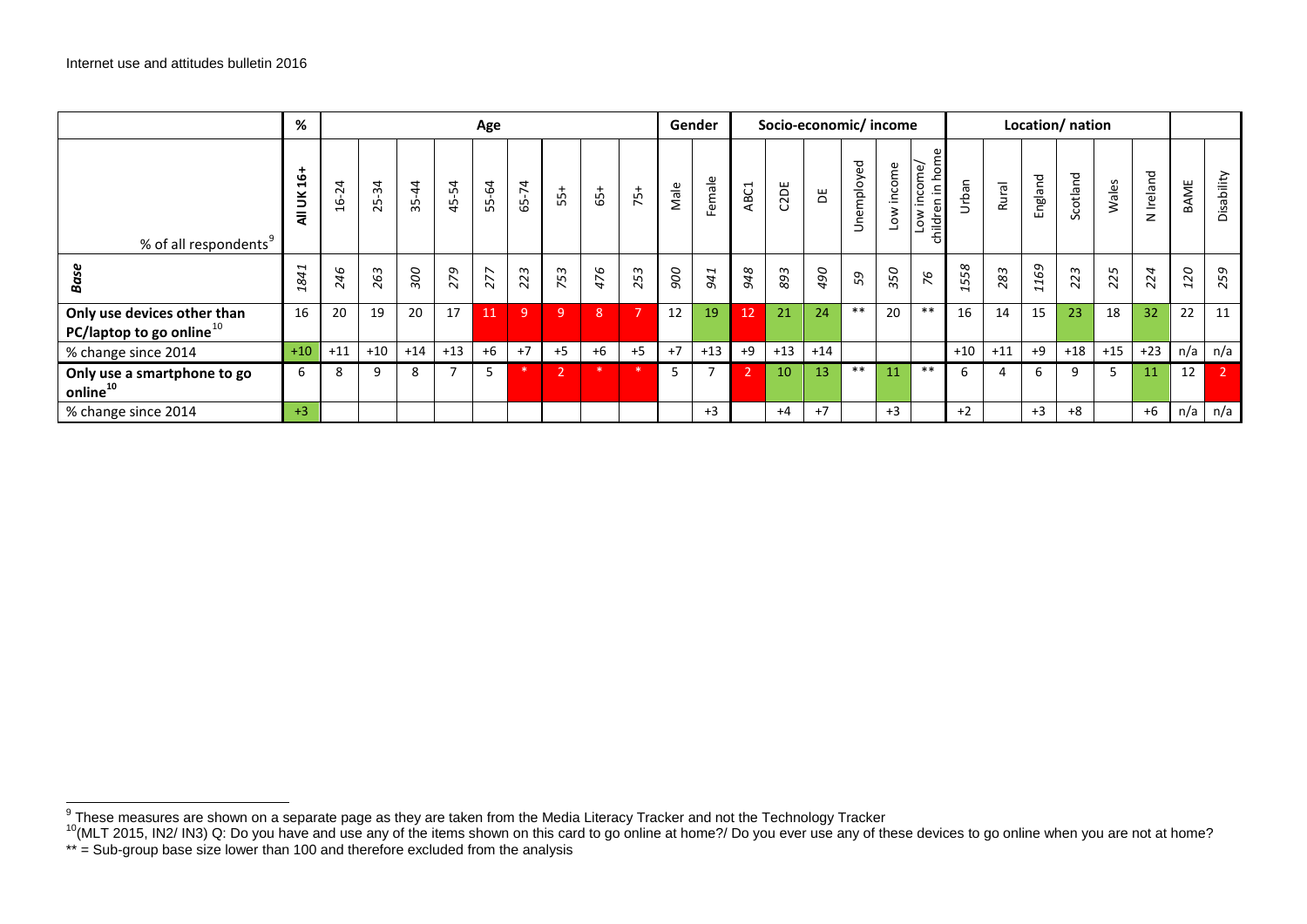| % of all respondents[9] | % | Age | | | | | | | | | | Gender | | Socio-economic/ income | | | | | | Location/ nation | | | | | | | |
|---|---|---|---|---|---|---|---|---|---|---|---|---|---|---|---|---|---|---|---|---|---|---|---|---|---|---|---|
| | All UK 16+ | 16-24 | 25-34 | 35-44 | 45-54 | 55-64 | 65-74 | 55+ | 65+ | 75+ | Male | Female | ABC1 | C2DE | DE | Unemployed | Low income | Low income/ children in home | Urban | Rural | England | Scotland | Wales | N Ireland | BAME | Disability |
| *Base* | *1841* | *246* | *263* | *300* | *279* | *277* | *223* | *753* | *476* | *253* | *900* | *941* | *948* | *893* | *490* | *59* | *350* | *76* | *1558* | *283* | *1169* | *223* | *225* | *224* | *120* | *259* |
| **Only use devices other than PC/laptop to go online[10]** | 16 | 20 | 19 | 20 | 17 | 11 | 9 | 9 | 8 | 7 | 12 | 19 | 12 | 21 | 24 | ** | 20 | ** | 16 | 14 | 15 | 23 | 18 | 32 | 22 | 11 |
| % change since 2014 | +10 | +11 | +10 | +14 | +13 | +6 | +7 | +5 | +6 | +5 | +7 | +13 | +9 | +13 | +14 | | | | +10 | +11 | +9 | +18 | +15 | +23 | n/a | n/a |
| **Only use a smartphone to go online[10]** | 6 | 8 | 9 | 8 | 7 | 5 | * | 2 | * | * | 5 | 7 | 2 | 10 | 13 | ** | 11 | ** | 6 | 4 | 6 | 9 | 5 | 11 | 12 | 2 |
| % change since 2014 | +3 | | | | | | | | | | | +3 | | +4 | +7 | | +3 | | +2 | | +3 | +8 | | +6 | n/a | n/a |

[9] These measures are shown on a separate page as they are taken from the Media Literacy Tracker and not the Technology Tracker

[10] (MLT 2015, IN2/ IN3) Q: Do you have and use any of the items shown on this card to go online at home?/ Do you ever use any of these devices to go online when you are not at home?

** = Sub-group base size lower than 100 and therefore excluded from the analysis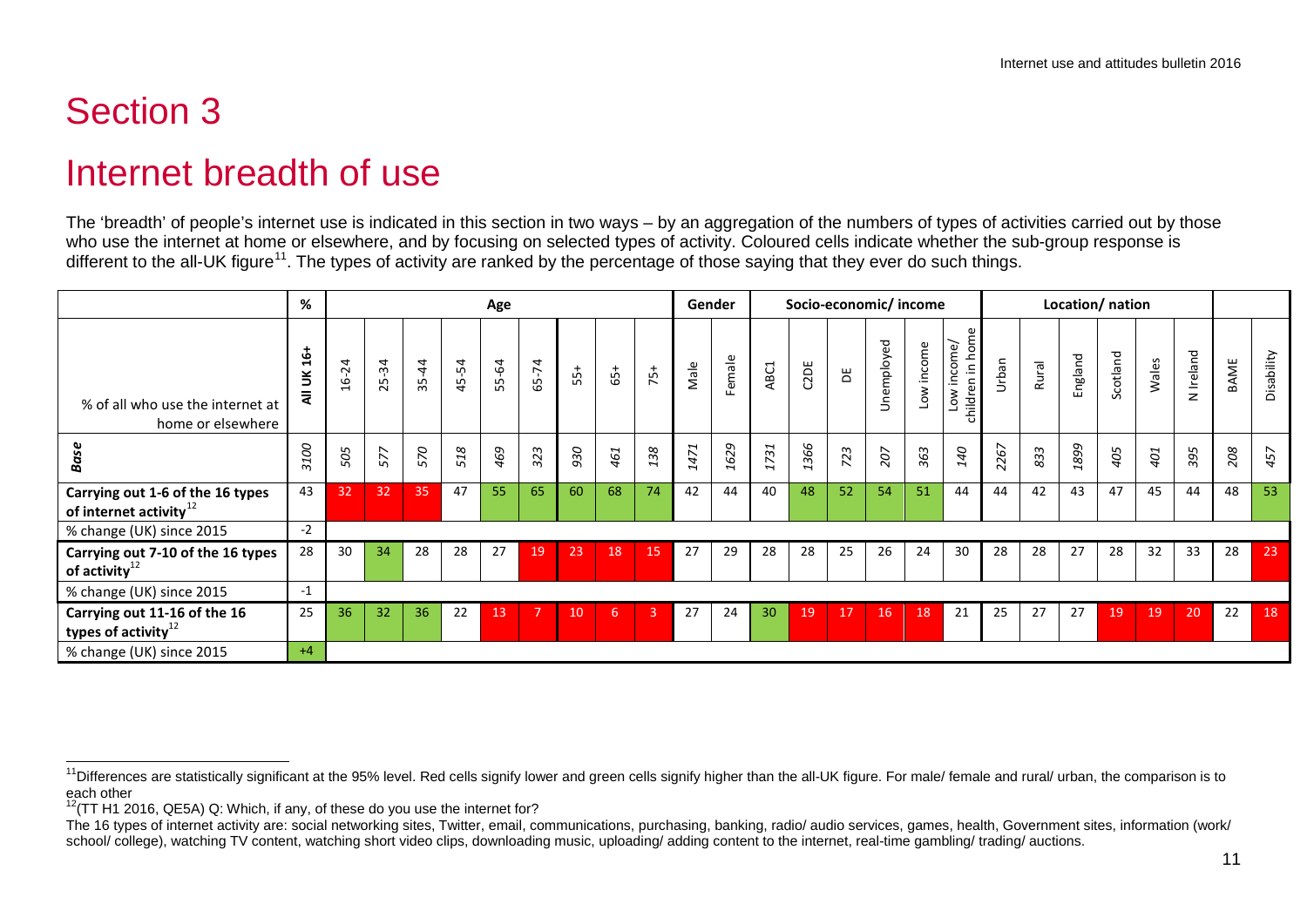# Section 3

# Internet breadth of use

The 'breadth' of people's internet use is indicated in this section in two ways – by an aggregation of the numbers of types of activities carried out by those who use the internet at home or elsewhere, and by focusing on selected types of activity. Coloured cells indicate whether the sub-group response is different to the all-UK figure[11]. The types of activity are ranked by the percentage of those saying that they ever do such things.

| | % | Age | | | | | | | | | Gender | | Socio-economic/ income | | | | | | Location/ nation | | | | | | | |
|---|---|---|---|---|---|---|---|---|---|---|---|---|---|---|---|---|---|---|---|---|---|---|---|---|---|---|
| % of all who use the internet at home or elsewhere | All UK 16+ | 16-24 | 25-34 | 35-44 | 45-54 | 55-64 | 65-74 | 55+ | 65+ | 75+ | Male | Female | ABC1 | C2DE | DE | Unemployed | Low income | Low income/ children in home | Urban | Rural | England | Scotland | Wales | N Ireland | BAME | Disability |
| *Base* | *3100* | *505* | *577* | *570* | *518* | *469* | *323* | *930* | *461* | *138* | *1471* | *1629* | *1731* | *1366* | *723* | *207* | *363* | *140* | *2267* | *833* | *1899* | *405* | *401* | *395* | *208* | *457* |
| **Carrying out 1-6 of the 16 types of internet activity[12]** | 43 | 32 | 32 | 35 | 47 | 55 | 65 | 60 | 68 | 74 | 42 | 44 | 40 | 48 | 52 | 54 | 51 | 44 | 44 | 42 | 43 | 47 | 45 | 44 | 48 | 53 |
| % change (UK) since 2015 | -2 | | | | | | | | | | | | | | | | | | | | | | | | | |
| **Carrying out 7-10 of the 16 types of activity[12]** | 28 | 30 | 34 | 28 | 28 | 27 | 19 | 23 | 18 | 15 | 27 | 29 | 28 | 28 | 25 | 26 | 24 | 30 | 28 | 28 | 27 | 28 | 32 | 33 | 28 | 23 |
| % change (UK) since 2015 | -1 | | | | | | | | | | | | | | | | | | | | | | | | | |
| **Carrying out 11-16 of the 16 types of activity[12]** | 25 | 36 | 32 | 36 | 22 | 13 | 7 | 10 | 6 | 3 | 27 | 24 | 30 | 19 | 17 | 16 | 18 | 21 | 25 | 27 | 27 | 19 | 19 | 20 | 22 | 18 |
| % change (UK) since 2015 | +4 | | | | | | | | | | | | | | | | | | | | | | | | | |

[11]Differences are statistically significant at the 95% level. Red cells signify lower and green cells signify higher than the all-UK figure. For male/ female and rural/ urban, the comparison is to each other

[12](TT H1 2016, QE5A) Q: Which, if any, of these do you use the internet for?

The 16 types of internet activity are: social networking sites, Twitter, email, communications, purchasing, banking, radio/ audio services, games, health, Government sites, information (work/ school/ college), watching TV content, watching short video clips, downloading music, uploading/ adding content to the internet, real-time gambling/ trading/ auctions.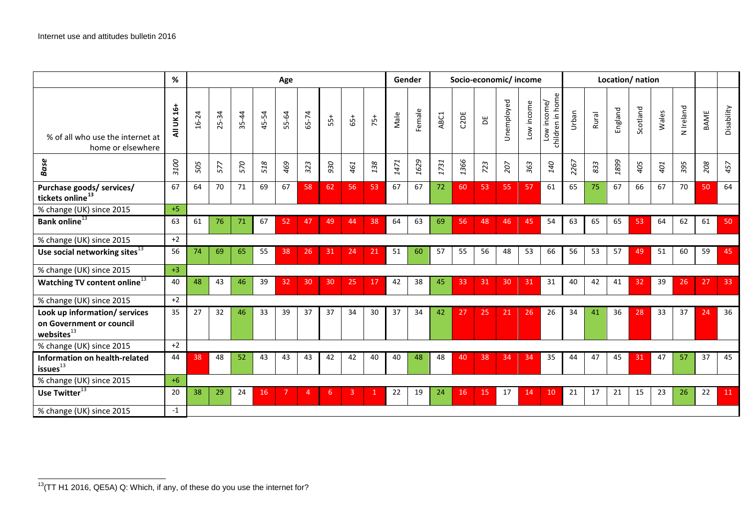| | % | Age | | | | | | | | | | Gender | | Socio-economic/ income | | | | | | Location/ nation | | | | | | | |
|---|---|---|---|---|---|---|---|---|---|---|---|---|---|---|---|---|---|---|---|---|---|---|---|---|---|---|---|
| % of all who use the internet at home or elsewhere | All UK 16+ | 16-24 | 25-34 | 35-44 | 45-54 | 55-64 | 65-74 | 55+ | 65+ | 75+ | Male | Female | ABC1 | C2DE | DE | Unemployed | Low income | Low income/ children in home | Urban | Rural | England | Scotland | Wales | N Ireland | BAME | Disability |
| ***Base*** | *3100* | *505* | *577* | *570* | *518* | *469* | *323* | *930* | *461* | *138* | *1471* | *1629* | *1731* | *1366* | *723* | *207* | *363* | *140* | *2267* | *833* | *1899* | *405* | *401* | *395* | *208* | *457* |
| **Purchase goods/ services/ tickets online**[13] | 67 | 64 | 70 | 71 | 69 | 67 | 58 | 62 | 56 | 53 | 67 | 67 | 72 | 60 | 53 | 55 | 57 | 61 | 65 | 75 | 67 | 66 | 67 | 70 | 50 | 64 |
| % change (UK) since 2015 | +5 | | | | | | | | | | | | | | | | | | | | | | | | | |
| **Bank online**[13] | 63 | 61 | 76 | 71 | 67 | 52 | 47 | 49 | 44 | 38 | 64 | 63 | 69 | 56 | 48 | 46 | 45 | 54 | 63 | 65 | 65 | 53 | 64 | 62 | 61 | 50 |
| % change (UK) since 2015 | +2 | | | | | | | | | | | | | | | | | | | | | | | | | |
| **Use social networking sites**[13] | 56 | 74 | 69 | 65 | 55 | 38 | 26 | 31 | 24 | 21 | 51 | 60 | 57 | 55 | 56 | 48 | 53 | 66 | 56 | 53 | 57 | 49 | 51 | 60 | 59 | 45 |
| % change (UK) since 2015 | +3 | | | | | | | | | | | | | | | | | | | | | | | | | |
| **Watching TV content online**[13] | 40 | 48 | 43 | 46 | 39 | 32 | 30 | 30 | 25 | 17 | 42 | 38 | 45 | 33 | 31 | 30 | 31 | 31 | 40 | 42 | 41 | 32 | 39 | 26 | 27 | 33 |
| % change (UK) since 2015 | +2 | | | | | | | | | | | | | | | | | | | | | | | | | |
| **Look up information/ services on Government or council websites**[13] | 35 | 27 | 32 | 46 | 33 | 39 | 37 | 37 | 34 | 30 | 37 | 34 | 42 | 27 | 25 | 21 | 26 | 26 | 34 | 41 | 36 | 28 | 33 | 37 | 24 | 36 |
| % change (UK) since 2015 | +2 | | | | | | | | | | | | | | | | | | | | | | | | | |
| **Information on health-related issues**[13] | 44 | 38 | 48 | 52 | 43 | 43 | 43 | 42 | 42 | 40 | 40 | 48 | 48 | 40 | 38 | 34 | 34 | 35 | 44 | 47 | 45 | 31 | 47 | 57 | 37 | 45 |
| % change (UK) since 2015 | +6 | | | | | | | | | | | | | | | | | | | | | | | | | |
| **Use Twitter**[13] | 20 | 38 | 29 | 24 | 16 | 7 | 4 | 6 | 3 | 1 | 22 | 19 | 24 | 16 | 15 | 17 | 14 | 10 | 21 | 17 | 21 | 15 | 23 | 26 | 22 | 11 |
| % change (UK) since 2015 | -1 | | | | | | | | | | | | | | | | | | | | | | | | | |

[13](TT H1 2016, QE5A) Q: Which, if any, of these do you use the internet for?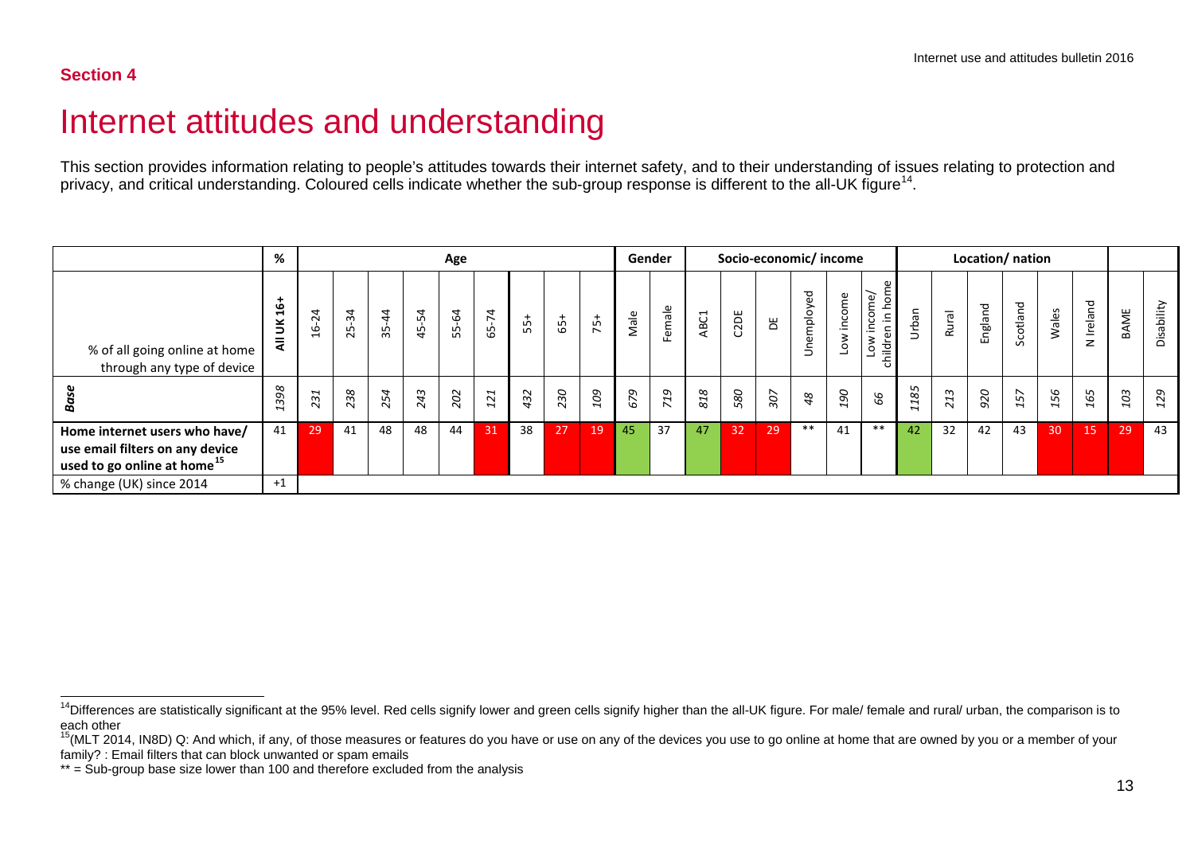**Section 4**

# Internet attitudes and understanding

This section provides information relating to people's attitudes towards their internet safety, and to their understanding of issues relating to protection and privacy, and critical understanding. Coloured cells indicate whether the sub-group response is different to the all-UK figure[14].

| | % | Age | | | | | | | | | Gender | | Socio-economic/ income | | | | | | Location/ nation | | | | | | | |
|---|---|---|---|---|---|---|---|---|---|---|---|---|---|---|---|---|---|---|---|---|---|---|---|---|---|---|
| % of all going online at home through any type of device | All UK 16+ | 16-24 | 25-34 | 35-44 | 45-54 | 55-64 | 65-74 | 55+ | 65+ | 75+ | Male | Female | ABC1 | C2DE | DE | Unemployed | Low income | Low income/ children in home | Urban | Rural | England | Scotland | Wales | N Ireland | BAME | Disability |
| ***Base*** | *1398* | *231* | *238* | *254* | *243* | *202* | *121* | *432* | *230* | *109* | *679* | *719* | *818* | *580* | *307* | *48* | *190* | *66* | *1185* | *213* | *920* | *157* | *156* | *165* | *103* | *129* |
| **Home internet users who have/ use email filters on any device used to go online at home[15]** | 41 | 29 | 41 | 48 | 48 | 44 | 31 | 38 | 27 | 19 | 45 | 37 | 47 | 32 | 29 | ** | 41 | ** | 42 | 32 | 42 | 43 | 30 | 15 | 29 | 43 |
| % change (UK) since 2014 | +1 | | | | | | | | | | | | | | | | | | | | | | | | | |

[14]Differences are statistically significant at the 95% level. Red cells signify lower and green cells signify higher than the all-UK figure. For male/ female and rural/ urban, the comparison is to each other

[15](MLT 2014, IN8D) Q: And which, if any, of those measures or features do you have or use on any of the devices you use to go online at home that are owned by you or a member of your family? : Email filters that can block unwanted or spam emails

** = Sub-group base size lower than 100 and therefore excluded from the analysis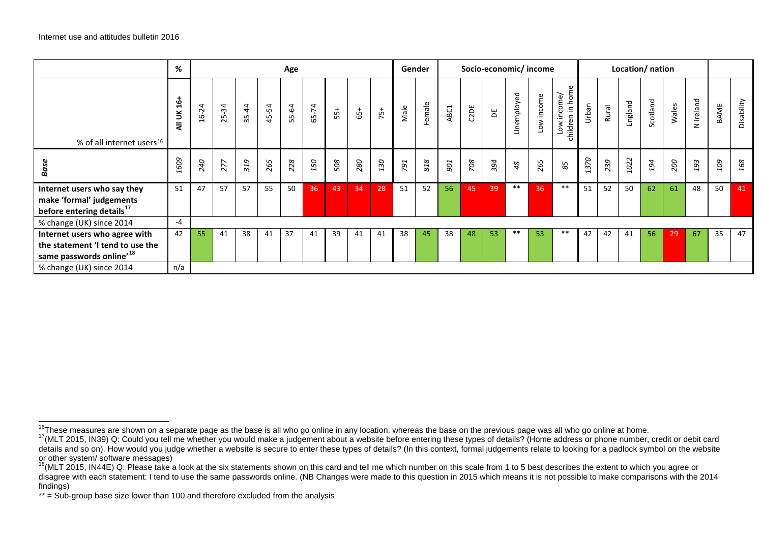| | % | Age | | | | | | | | | Gender | | Socio-economic/ income | | | | | | Location/ nation | | | | | | | |
|---|---|---|---|---|---|---|---|---|---|---|---|---|---|---|---|---|---|---|---|---|---|---|---|---|---|---|
| % of all internet users[16] | All UK 16+ | 16-24 | 25-34 | 35-44 | 45-54 | 55-64 | 65-74 | 55+ | 65+ | 75+ | Male | Female | ABC1 | C2DE | DE | Unemployed | Low income | Low income/ children in home | Urban | Rural | England | Scotland | Wales | N Ireland | BAME | Disability |
| ***Base*** | *1609* | *240* | *277* | *319* | *265* | *228* | *150* | *508* | *280* | *130* | *791* | *818* | *901* | *708* | *394* | *48* | *265* | *85* | *1370* | *239* | *1022* | *194* | *200* | *193* | *109* | *168* |
| **Internet users who say they make 'formal' judgements before entering details[17]** | 51 | 47 | 57 | 57 | 55 | 50 | 36 | 43 | 34 | 28 | 51 | 52 | 56 | 45 | 39 | ** | 36 | ** | 51 | 52 | 50 | 62 | 61 | 48 | 50 | 41 |
| % change (UK) since 2014 | -4 | | | | | | | | | | | | | | | | | | | | | | | | | |
| **Internet users who agree with the statement 'I tend to use the same passwords online'[18]** | 42 | 55 | 41 | 38 | 41 | 37 | 41 | 39 | 41 | 41 | 38 | 45 | 38 | 48 | 53 | ** | 53 | ** | 42 | 42 | 41 | 56 | 29 | 67 | 35 | 47 |
| % change (UK) since 2014 | n/a | | | | | | | | | | | | | | | | | | | | | | | | | |

[16] These measures are shown on a separate page as the base is all who go online in any location, whereas the base on the previous page was all who go online at home.

[17] (MLT 2015, IN39) Q: Could you tell me whether you would make a judgement about a website before entering these types of details? (Home address or phone number, credit or debit card details and so on). How would you judge whether a website is secure to enter these types of details? (In this context, formal judgements relate to looking for a padlock symbol on the website or other system/ software messages)

[18] (MLT 2015, IN44E) Q: Please take a look at the six statements shown on this card and tell me which number on this scale from 1 to 5 best describes the extent to which you agree or disagree with each statement: I tend to use the same passwords online. (NB Changes were made to this question in 2015 which means it is not possible to make comparisons with the 2014 findings)

** = Sub-group base size lower than 100 and therefore excluded from the analysis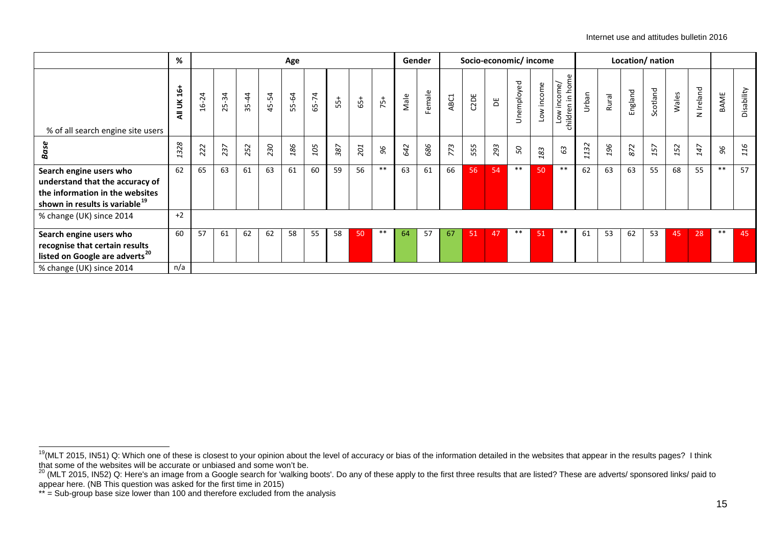| % of all search engine site users | % | Age | | | | | | | | | Gender | | Socio-economic/ income | | | | | | Location/ nation | | | | | | | |
|---|---|---|---|---|---|---|---|---|---|---|---|---|---|---|---|---|---|---|---|---|---|---|---|---|---|---|
| | All UK 16+ | 16-24 | 25-34 | 35-44 | 45-54 | 55-64 | 65-74 | 55+ | 65+ | 75+ | Male | Female | ABC1 | C2DE | DE | Unemployed | Low income | Low income/ children in home | Urban | Rural | England | Scotland | Wales | N Ireland | BAME | Disability |
| ***Base*** | *1328* | *222* | *237* | *252* | *230* | *186* | *105* | *387* | *201* | *96* | *642* | *686* | *773* | *555* | *293* | *50* | *183* | *63* | *1132* | *196* | *872* | *157* | *152* | *147* | *96* | *116* |
| **Search engine users who understand that the accuracy of the information in the websites shown in results is variable**[19] | 62 | 65 | 63 | 61 | 63 | 61 | 60 | 59 | 56 | ** | 63 | 61 | 66 | 56 | 54 | ** | 50 | ** | 62 | 63 | 63 | 55 | 68 | 55 | ** | 57 |
| % change (UK) since 2014 | +2 | | | | | | | | | | | | | | | | | | | | | | | | | |
| **Search engine users who recognise that certain results listed on Google are adverts**[20] | 60 | 57 | 61 | 62 | 62 | 58 | 55 | 58 | 50 | ** | 64 | 57 | 67 | 51 | 47 | ** | 51 | ** | 61 | 53 | 62 | 53 | 45 | 28 | ** | 45 |
| % change (UK) since 2014 | n/a | | | | | | | | | | | | | | | | | | | | | | | | | |

[19](MLT 2015, IN51) Q: Which one of these is closest to your opinion about the level of accuracy or bias of the information detailed in the websites that appear in the results pages? I think that some of the websites will be accurate or unbiased and some won't be.

[20] (MLT 2015, IN52) Q: Here's an image from a Google search for 'walking boots'. Do any of these apply to the first three results that are listed? These are adverts/ sponsored links/ paid to appear here. (NB This question was asked for the first time in 2015)

** = Sub-group base size lower than 100 and therefore excluded from the analysis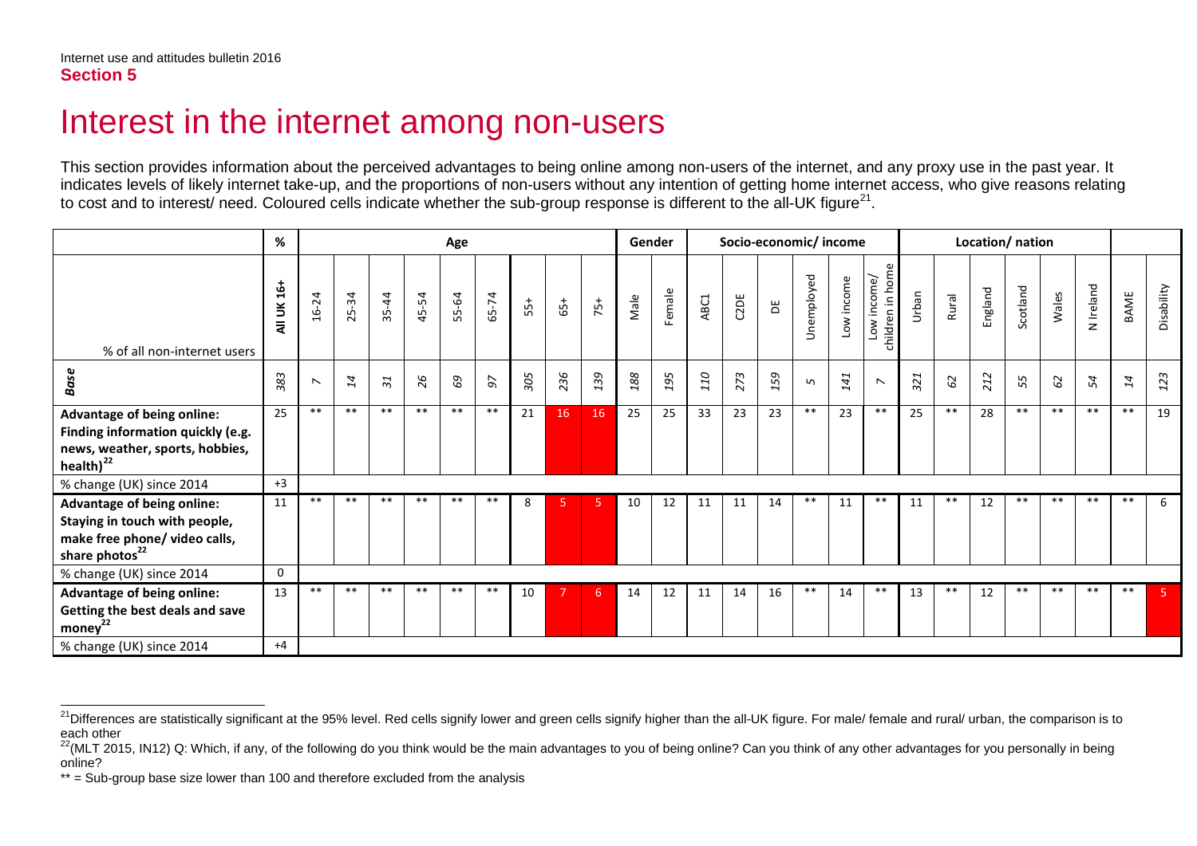Internet use and attitudes bulletin 2016
**Section 5**

# Interest in the internet among non-users

This section provides information about the perceived advantages to being online among non-users of the internet, and any proxy use in the past year. It indicates levels of likely internet take-up, and the proportions of non-users without any intention of getting home internet access, who give reasons relating to cost and to interest/ need. Coloured cells indicate whether the sub-group response is different to the all-UK figure[21].

| | % | Age | | | | | | | | | Gender | | Socio-economic/ income | | | | | | Location/ nation | | | | | | | |
|---|---|---|---|---|---|---|---|---|---|---|---|---|---|---|---|---|---|---|---|---|---|---|---|---|---|---|
| % of all non-internet users | All UK 16+ | 16-24 | 25-34 | 35-44 | 45-54 | 55-64 | 65-74 | 55+ | 65+ | 75+ | Male | Female | ABC1 | C2DE | DE | Unemployed | Low income | Low income/ children in home | Urban | Rural | England | Scotland | Wales | N Ireland | BAME | Disability |
| ***Base*** | *383* | *7* | *14* | *31* | *26* | *69* | *97* | *305* | *236* | *139* | *188* | *195* | *110* | *273* | *159* | *5* | *141* | *7* | *321* | *62* | *212* | *55* | *62* | *54* | *14* | *123* |
| **Advantage of being online: Finding information quickly (e.g. news, weather, sports, hobbies, health)[22]** | 25 | ** | ** | ** | ** | ** | ** | 21 | 16 | 16 | 25 | 25 | 33 | 23 | 23 | ** | 23 | ** | 25 | ** | 28 | ** | ** | ** | ** | 19 |
| % change (UK) since 2014 | +3 | | | | | | | | | | | | | | | | | | | | | | | | | |
| **Advantage of being online: Staying in touch with people, make free phone/ video calls, share photos[22]** | 11 | ** | ** | ** | ** | ** | ** | 8 | 5 | 5 | 10 | 12 | 11 | 11 | 14 | ** | 11 | ** | 11 | ** | 12 | ** | ** | ** | ** | 6 |
| % change (UK) since 2014 | 0 | | | | | | | | | | | | | | | | | | | | | | | | | |
| **Advantage of being online: Getting the best deals and save money[22]** | 13 | ** | ** | ** | ** | ** | ** | 10 | 7 | 6 | 14 | 12 | 11 | 14 | 16 | ** | 14 | ** | 13 | ** | 12 | ** | ** | ** | ** | 5 |
| % change (UK) since 2014 | +4 | | | | | | | | | | | | | | | | | | | | | | | | | |

[21] Differences are statistically significant at the 95% level. Red cells signify lower and green cells signify higher than the all-UK figure. For male/ female and rural/ urban, the comparison is to each other

[22] (MLT 2015, IN12) Q: Which, if any, of the following do you think would be the main advantages to you of being online? Can you think of any other advantages for you personally in being online?

** = Sub-group base size lower than 100 and therefore excluded from the analysis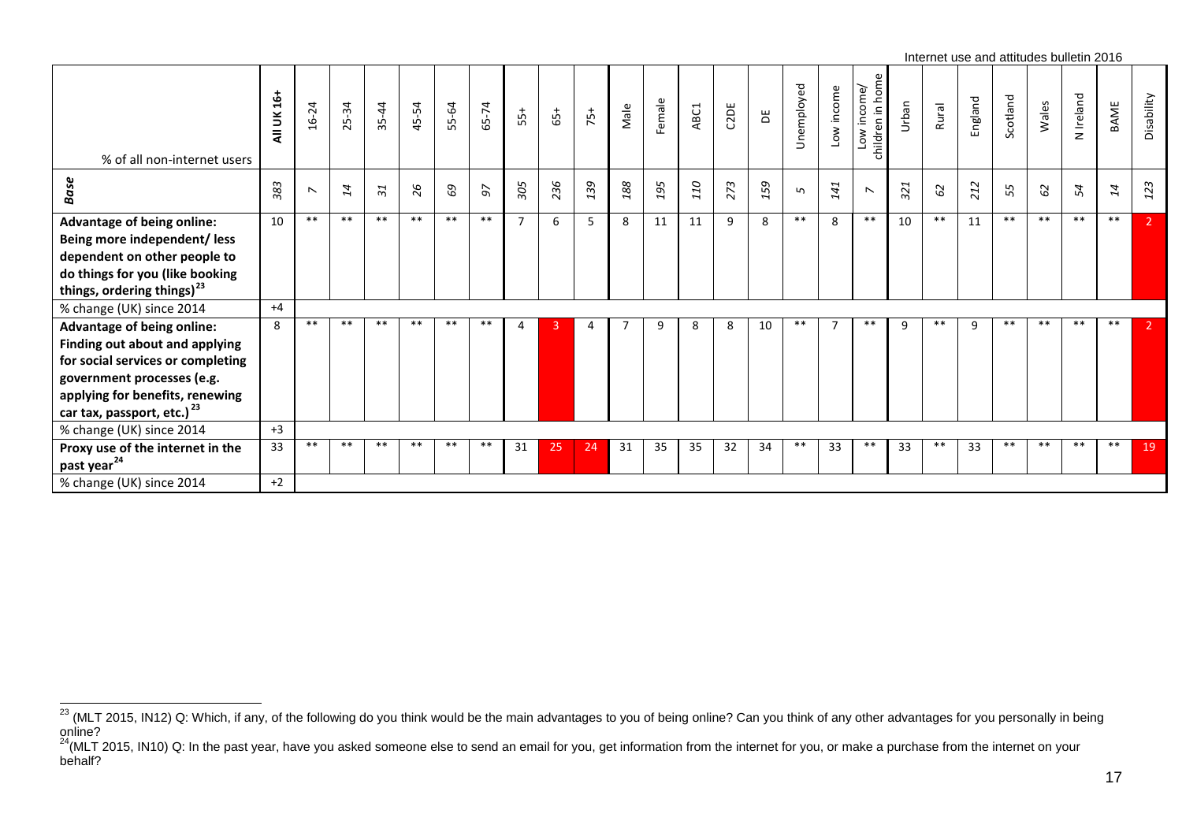| % of all non-internet users | All UK 16+ | 16-24 | 25-34 | 35-44 | 45-54 | 55-64 | 65-74 | 55+ | 65+ | 75+ | Male | Female | ABC1 | C2DE | DE | Unemployed | Low income | Low income/ children in home | Urban | Rural | England | Scotland | Wales | N Ireland | BAME | Disability |
|---|---|---|---|---|---|---|---|---|---|---|---|---|---|---|---|---|---|---|---|---|---|---|---|---|---|---|
| ***Base*** | *383* | *7* | *14* | *31* | *26* | *69* | *97* | *305* | *236* | *139* | *188* | *195* | *110* | *273* | *159* | *5* | *141* | *7* | *321* | *62* | *212* | *55* | *62* | *54* | *14* | *123* |
| **Advantage of being online: Being more independent/ less dependent on other people to do things for you (like booking things, ordering things)[23]** | 10 | ** | ** | ** | ** | ** | ** | 7 | 6 | 5 | 8 | 11 | 11 | 9 | 8 | ** | 8 | ** | 10 | ** | 11 | ** | ** | ** | ** | 2 |
| % change (UK) since 2014 | +4 | | | | | | | | | | | | | | | | | | | | | | | | | |
| **Advantage of being online: Finding out about and applying for social services or completing government processes (e.g. applying for benefits, renewing car tax, passport, etc.)[23]** | 8 | ** | ** | ** | ** | ** | ** | 4 | 3 | 4 | 7 | 9 | 8 | 8 | 10 | ** | 7 | ** | 9 | ** | 9 | ** | ** | ** | ** | 2 |
| % change (UK) since 2014 | +3 | | | | | | | | | | | | | | | | | | | | | | | | | |
| **Proxy use of the internet in the past year[24]** | 33 | ** | ** | ** | ** | ** | ** | 31 | 25 | 24 | 31 | 35 | 35 | 32 | 34 | ** | 33 | ** | 33 | ** | 33 | ** | ** | ** | ** | 19 |
| % change (UK) since 2014 | +2 | | | | | | | | | | | | | | | | | | | | | | | | | |

[23] (MLT 2015, IN12) Q: Which, if any, of the following do you think would be the main advantages to you of being online? Can you think of any other advantages for you personally in being online?

[24] (MLT 2015, IN10) Q: In the past year, have you asked someone else to send an email for you, get information from the internet for you, or make a purchase from the internet on your behalf?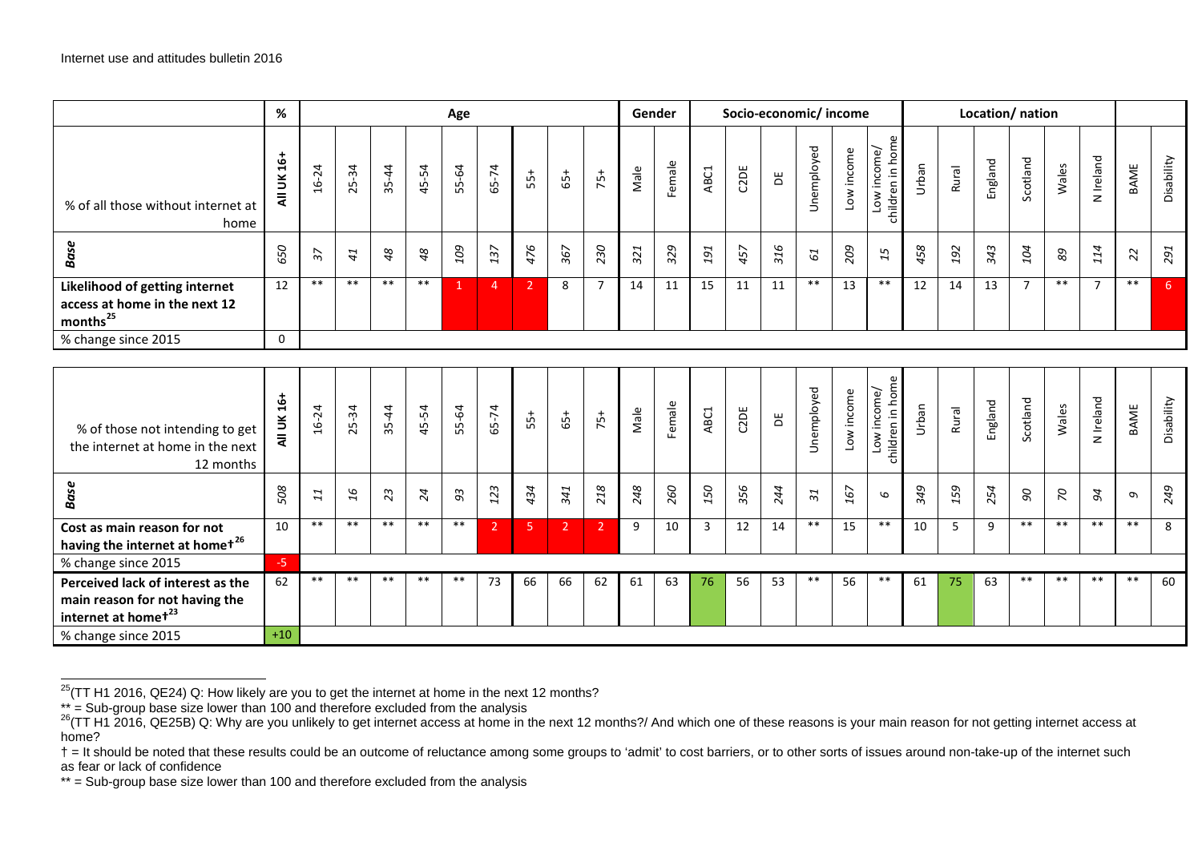| % of all those without internet at home | % | Age | | | | | | | | | Gender | | Socio-economic/ income | | | | | | Location/ nation | | | | | | | |
|---|---|---|---|---|---|---|---|---|---|---|---|---|---|---|---|---|---|---|---|---|---|---|---|---|---|---|
| | All UK 16+ | 16-24 | 25-34 | 35-44 | 45-54 | 55-64 | 65-74 | 55+ | 65+ | 75+ | Male | Female | ABC1 | C2DE | DE | Unemployed | Low income | Low income/ children in home | Urban | Rural | England | Scotland | Wales | N Ireland | BAME | Disability |
| ***Base*** | *650* | *37* | *41* | *48* | *48* | *109* | *137* | *476* | *367* | *230* | *321* | *329* | *191* | *457* | *316* | *61* | *209* | *15* | *458* | *192* | *343* | *104* | *89* | *114* | *22* | *291* |
| **Likelihood of getting internet access at home in the next 12 months**[25] | 12 | ** | ** | ** | ** | 1 | 4 | 2 | 8 | 7 | 14 | 11 | 15 | 11 | 11 | ** | 13 | ** | 12 | 14 | 13 | 7 | ** | 7 | ** | 6 |
| % change since 2015 | 0 | | | | | | | | | | | | | | | | | | | | | | | | | |

| % of those not intending to get the internet at home in the next 12 months | All UK 16+ | 16-24 | 25-34 | 35-44 | 45-54 | 55-64 | 65-74 | 55+ | 65+ | 75+ | Male | Female | ABC1 | C2DE | DE | Unemployed | Low income | Low income/ children in home | Urban | Rural | England | Scotland | Wales | N Ireland | BAME | Disability |
|---|---|---|---|---|---|---|---|---|---|---|---|---|---|---|---|---|---|---|---|---|---|---|---|---|---|---|
| ***Base*** | *508* | *11* | *16* | *23* | *24* | *93* | *123* | *434* | *341* | *218* | *248* | *260* | *150* | *356* | *244* | *31* | *167* | *6* | *349* | *159* | *254* | *90* | *70* | *94* | *9* | *249* |
| **Cost as main reason for not having the internet at home†**[26] | 10 | ** | ** | ** | ** | ** | 2 | 5 | 2 | 2 | 9 | 10 | 3 | 12 | 14 | ** | 15 | ** | 10 | 5 | 9 | ** | ** | ** | ** | 8 |
| % change since 2015 | -5 | | | | | | | | | | | | | | | | | | | | | | | | | |
| **Perceived lack of interest as the main reason for not having the internet at home†**[23] | 62 | ** | ** | ** | ** | ** | 73 | 66 | 66 | 62 | 61 | 63 | 76 | 56 | 53 | ** | 56 | ** | 61 | 75 | 63 | ** | ** | ** | ** | 60 |
| % change since 2015 | +10 | | | | | | | | | | | | | | | | | | | | | | | | | |

[25](TT H1 2016, QE24) Q: How likely are you to get the internet at home in the next 12 months?

** = Sub-group base size lower than 100 and therefore excluded from the analysis

[26](TT H1 2016, QE25B) Q: Why are you unlikely to get internet access at home in the next 12 months?/ And which one of these reasons is your main reason for not getting internet access at home?

† = It should be noted that these results could be an outcome of reluctance among some groups to 'admit' to cost barriers, or to other sorts of issues around non-take-up of the internet such as fear or lack of confidence

** = Sub-group base size lower than 100 and therefore excluded from the analysis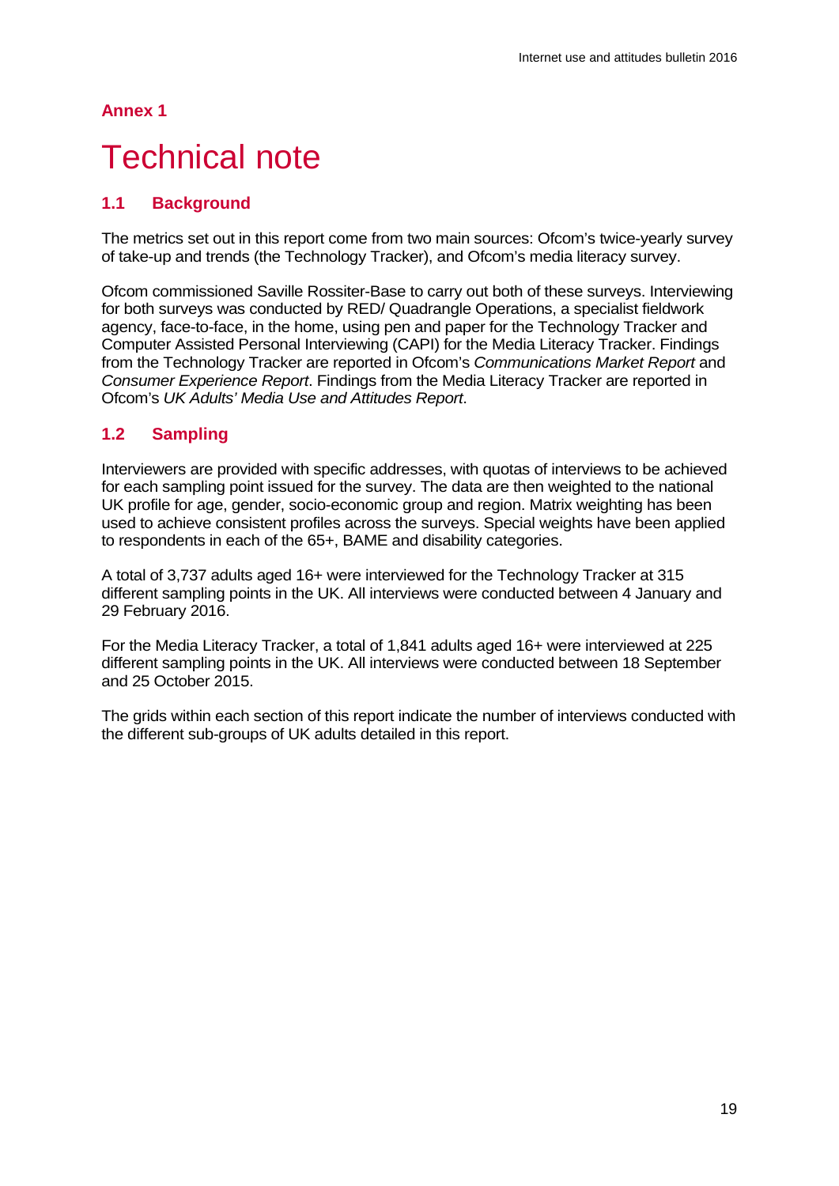**Annex 1**

# Technical note

## 1.1 Background

The metrics set out in this report come from two main sources: Ofcom's twice-yearly survey of take-up and trends (the Technology Tracker), and Ofcom's media literacy survey.

Ofcom commissioned Saville Rossiter-Base to carry out both of these surveys. Interviewing for both surveys was conducted by RED/ Quadrangle Operations, a specialist fieldwork agency, face-to-face, in the home, using pen and paper for the Technology Tracker and Computer Assisted Personal Interviewing (CAPI) for the Media Literacy Tracker. Findings from the Technology Tracker are reported in Ofcom's *Communications Market Report* and *Consumer Experience Report*. Findings from the Media Literacy Tracker are reported in Ofcom's *UK Adults' Media Use and Attitudes Report*.

## 1.2 Sampling

Interviewers are provided with specific addresses, with quotas of interviews to be achieved for each sampling point issued for the survey. The data are then weighted to the national UK profile for age, gender, socio-economic group and region. Matrix weighting has been used to achieve consistent profiles across the surveys. Special weights have been applied to respondents in each of the 65+, BAME and disability categories.

A total of 3,737 adults aged 16+ were interviewed for the Technology Tracker at 315 different sampling points in the UK. All interviews were conducted between 4 January and 29 February 2016.

For the Media Literacy Tracker, a total of 1,841 adults aged 16+ were interviewed at 225 different sampling points in the UK. All interviews were conducted between 18 September and 25 October 2015.

The grids within each section of this report indicate the number of interviews conducted with the different sub-groups of UK adults detailed in this report.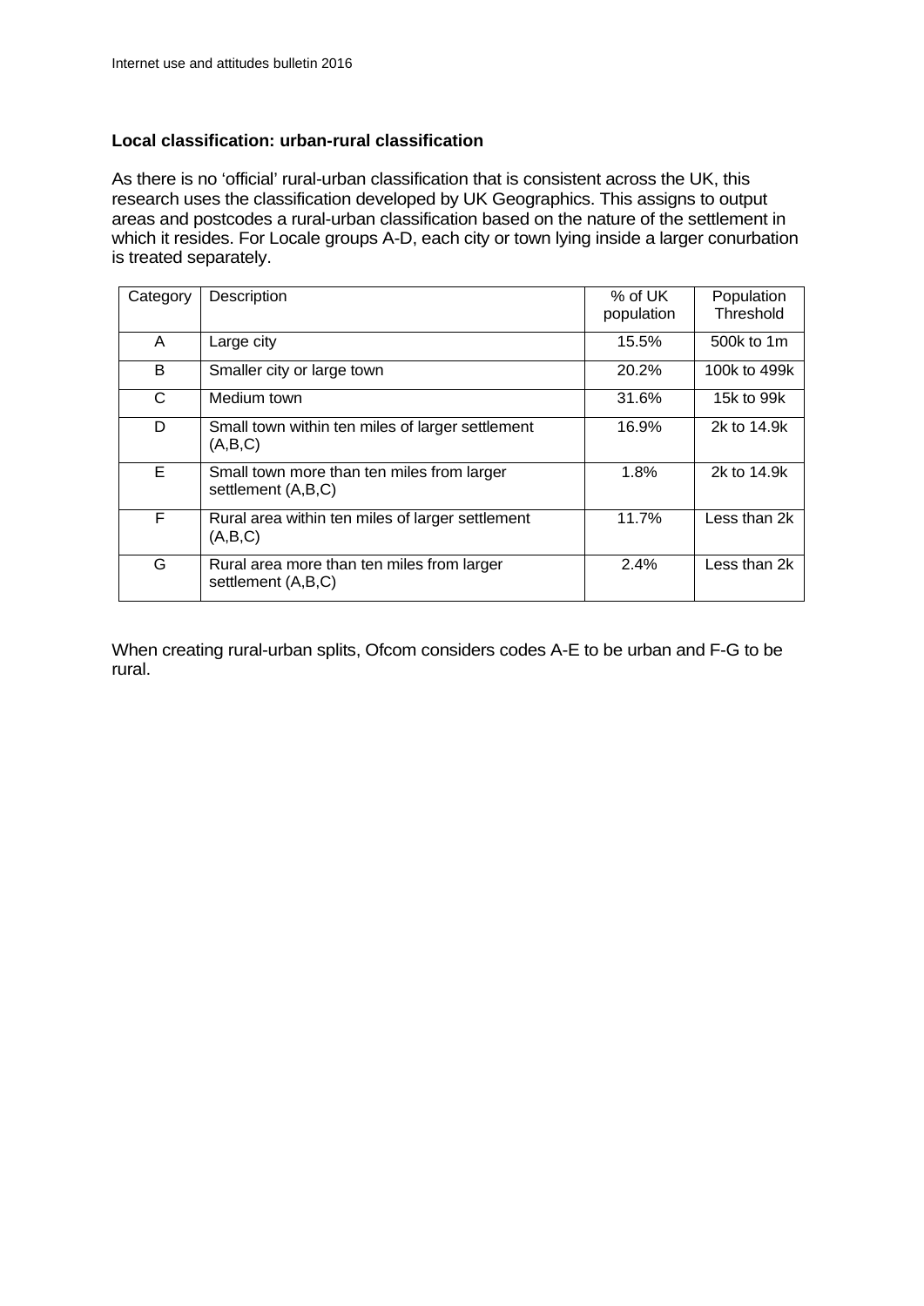### Local classification: urban-rural classification

As there is no 'official' rural-urban classification that is consistent across the UK, this research uses the classification developed by UK Geographics. This assigns to output areas and postcodes a rural-urban classification based on the nature of the settlement in which it resides. For Locale groups A-D, each city or town lying inside a larger conurbation is treated separately.

| Category | Description | % of UK population | Population Threshold |
|---|---|---|---|
| A | Large city | 15.5% | 500k to 1m |
| B | Smaller city or large town | 20.2% | 100k to 499k |
| C | Medium town | 31.6% | 15k to 99k |
| D | Small town within ten miles of larger settlement (A,B,C) | 16.9% | 2k to 14.9k |
| E | Small town more than ten miles from larger settlement (A,B,C) | 1.8% | 2k to 14.9k |
| F | Rural area within ten miles of larger settlement (A,B,C) | 11.7% | Less than 2k |
| G | Rural area more than ten miles from larger settlement (A,B,C) | 2.4% | Less than 2k |

When creating rural-urban splits, Ofcom considers codes A-E to be urban and F-G to be rural.